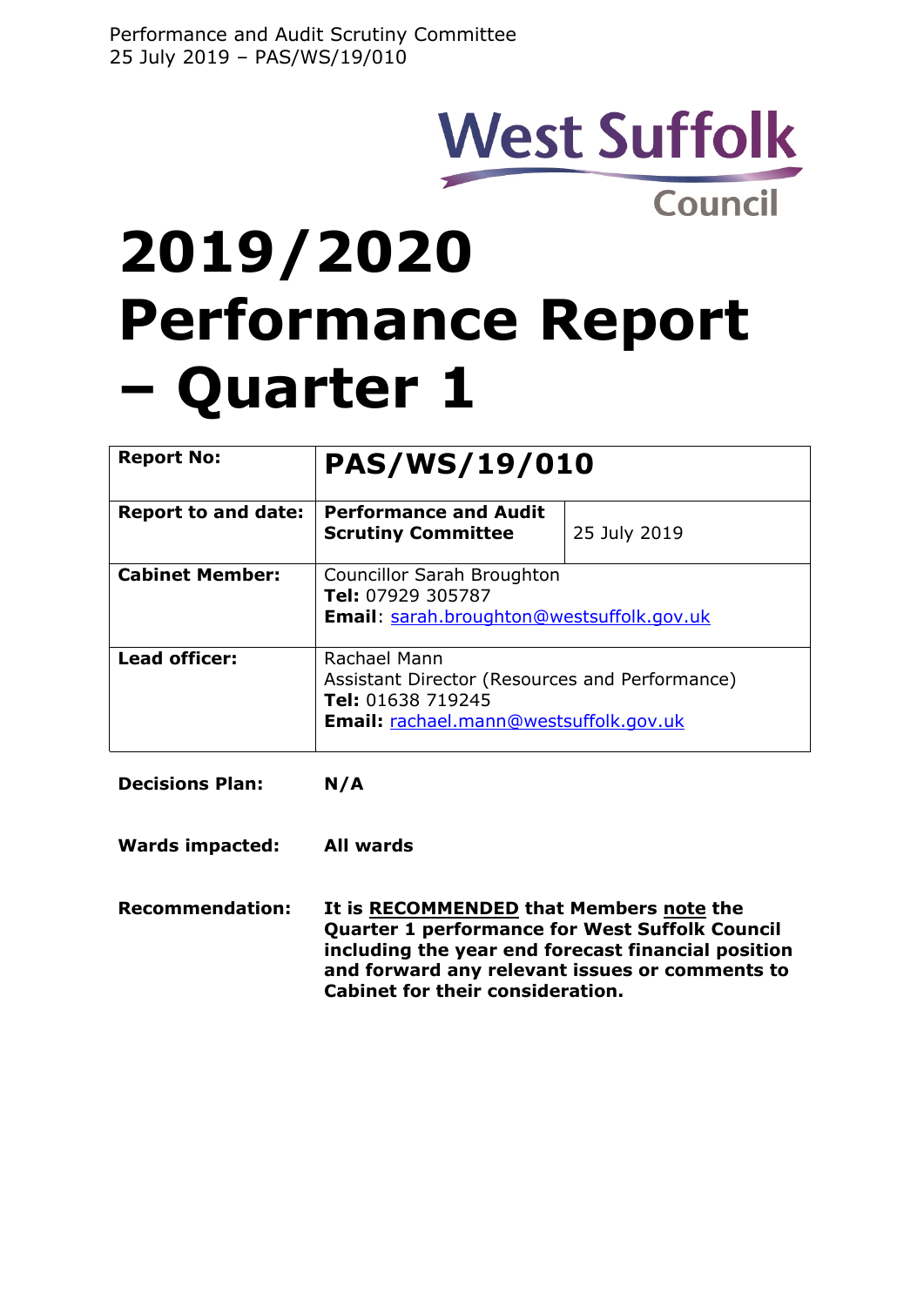West Suffolk Council

# 2019/2020 Performance Report – Quarter 1

| **Report No:** | **PAS/WS/19/010** | |
|---|---|---|
| **Report to and date:** | **Performance and Audit Scrutiny Committee** | 25 July 2019 |
| **Cabinet Member:** | Councillor Sarah Broughton<br>**Tel:** 07929 305787<br>**Email**: sarah.broughton@westsuffolk.gov.uk | |
| **Lead officer:** | Rachael Mann<br>Assistant Director (Resources and Performance)<br>**Tel:** 01638 719245<br>**Email:** rachael.mann@westsuffolk.gov.uk | |

**Decisions Plan:** **N/A**

**Wards impacted:** **All wards**

**Recommendation:** **It is RECOMMENDED that Members note the Quarter 1 performance for West Suffolk Council including the year end forecast financial position and forward any relevant issues or comments to Cabinet for their consideration.**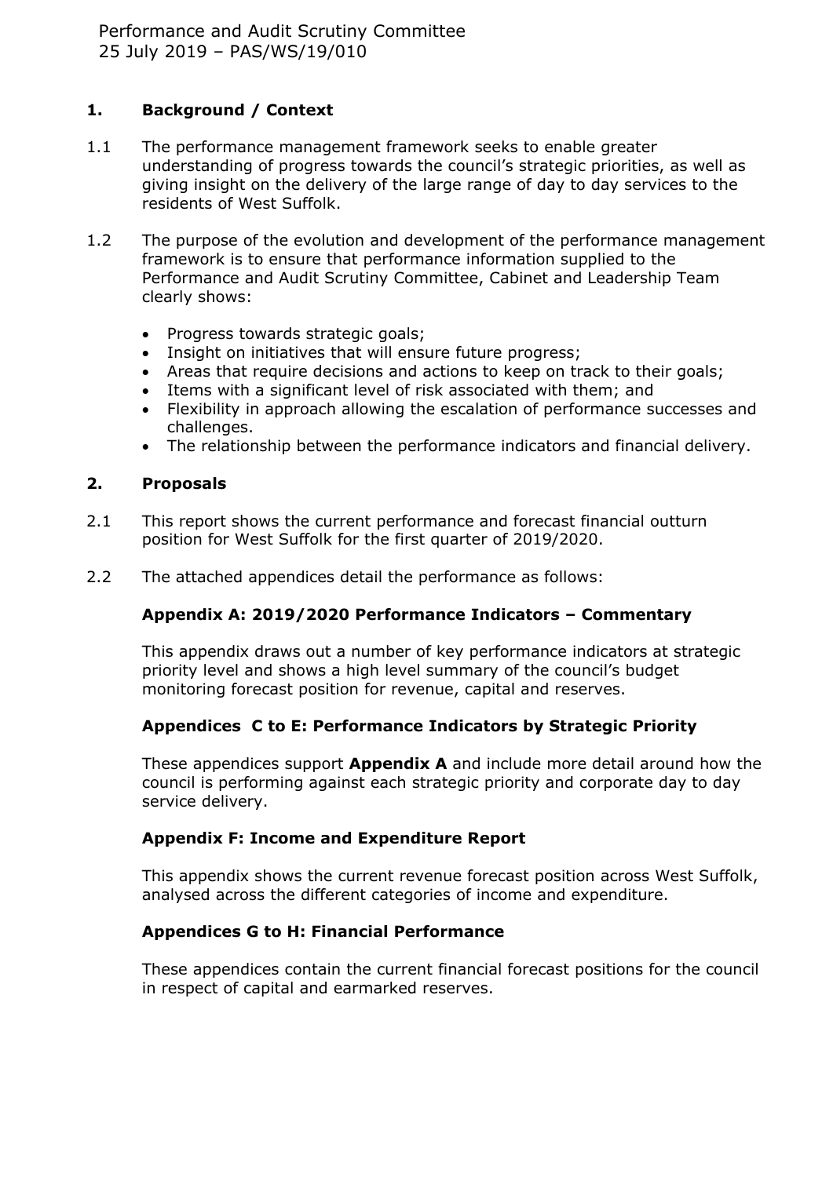## 1. Background / Context

1.1 The performance management framework seeks to enable greater understanding of progress towards the council's strategic priorities, as well as giving insight on the delivery of the large range of day to day services to the residents of West Suffolk.

1.2 The purpose of the evolution and development of the performance management framework is to ensure that performance information supplied to the Performance and Audit Scrutiny Committee, Cabinet and Leadership Team clearly shows:

- Progress towards strategic goals;
- Insight on initiatives that will ensure future progress;
- Areas that require decisions and actions to keep on track to their goals;
- Items with a significant level of risk associated with them; and
- Flexibility in approach allowing the escalation of performance successes and challenges.
- The relationship between the performance indicators and financial delivery.

## 2. Proposals

2.1 This report shows the current performance and forecast financial outturn position for West Suffolk for the first quarter of 2019/2020.

2.2 The attached appendices detail the performance as follows:

### Appendix A: 2019/2020 Performance Indicators – Commentary

This appendix draws out a number of key performance indicators at strategic priority level and shows a high level summary of the council's budget monitoring forecast position for revenue, capital and reserves.

### Appendices C to E: Performance Indicators by Strategic Priority

These appendices support **Appendix A** and include more detail around how the council is performing against each strategic priority and corporate day to day service delivery.

### Appendix F: Income and Expenditure Report

This appendix shows the current revenue forecast position across West Suffolk, analysed across the different categories of income and expenditure.

### Appendices G to H: Financial Performance

These appendices contain the current financial forecast positions for the council in respect of capital and earmarked reserves.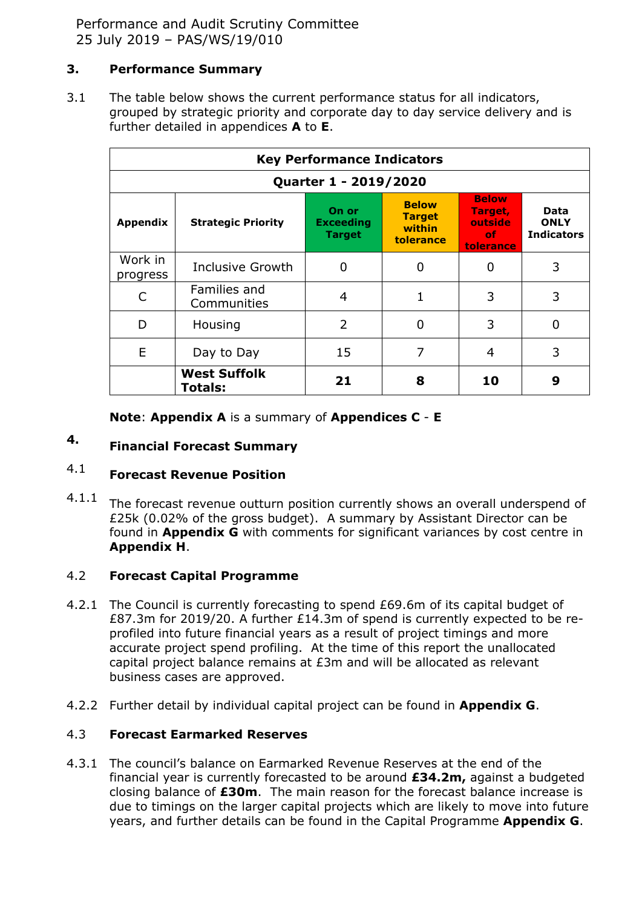## 3. Performance Summary

3.1 The table below shows the current performance status for all indicators, grouped by strategic priority and corporate day to day service delivery and is further detailed in appendices **A** to **E**.

| Key Performance Indicators | | | | | |
|---|---|---|---|---|---|
| **Quarter 1 - 2019/2020** | | | | | |
| **Appendix** | **Strategic Priority** | **On or Exceeding Target** | **Below Target within tolerance** | **Below Target, outside of tolerance** | **Data ONLY Indicators** |
| Work in progress | Inclusive Growth | 0 | 0 | 0 | 3 |
| C | Families and Communities | 4 | 1 | 3 | 3 |
| D | Housing | 2 | 0 | 3 | 0 |
| E | Day to Day | 15 | 7 | 4 | 3 |
| | **West Suffolk Totals:** | **21** | **8** | **10** | **9** |

**Note**: **Appendix A** is a summary of **Appendices C** - **E**

## 4. Financial Forecast Summary

### 4.1 Forecast Revenue Position

4.1.1 The forecast revenue outturn position currently shows an overall underspend of £25k (0.02% of the gross budget). A summary by Assistant Director can be found in **Appendix G** with comments for significant variances by cost centre in **Appendix H**.

### 4.2 Forecast Capital Programme

4.2.1 The Council is currently forecasting to spend £69.6m of its capital budget of £87.3m for 2019/20. A further £14.3m of spend is currently expected to be re-profiled into future financial years as a result of project timings and more accurate project spend profiling. At the time of this report the unallocated capital project balance remains at £3m and will be allocated as relevant business cases are approved.

4.2.2 Further detail by individual capital project can be found in **Appendix G**.

### 4.3 Forecast Earmarked Reserves

4.3.1 The council's balance on Earmarked Revenue Reserves at the end of the financial year is currently forecasted to be around **£34.2m,** against a budgeted closing balance of **£30m**. The main reason for the forecast balance increase is due to timings on the larger capital projects which are likely to move into future years, and further details can be found in the Capital Programme **Appendix G**.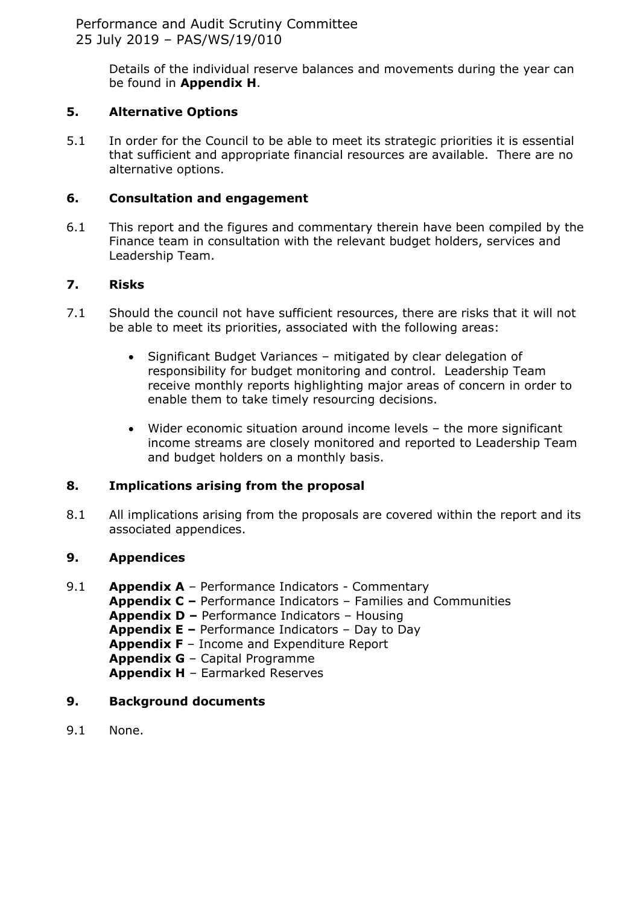Details of the individual reserve balances and movements during the year can be found in **Appendix H**.

## 5. Alternative Options

5.1 In order for the Council to be able to meet its strategic priorities it is essential that sufficient and appropriate financial resources are available. There are no alternative options.

## 6. Consultation and engagement

6.1 This report and the figures and commentary therein have been compiled by the Finance team in consultation with the relevant budget holders, services and Leadership Team.

## 7. Risks

7.1 Should the council not have sufficient resources, there are risks that it will not be able to meet its priorities, associated with the following areas:

- Significant Budget Variances – mitigated by clear delegation of responsibility for budget monitoring and control. Leadership Team receive monthly reports highlighting major areas of concern in order to enable them to take timely resourcing decisions.
- Wider economic situation around income levels – the more significant income streams are closely monitored and reported to Leadership Team and budget holders on a monthly basis.

## 8. Implications arising from the proposal

8.1 All implications arising from the proposals are covered within the report and its associated appendices.

## 9. Appendices

9.1 **Appendix A** – Performance Indicators - Commentary
**Appendix C –** Performance Indicators – Families and Communities
**Appendix D –** Performance Indicators – Housing
**Appendix E –** Performance Indicators – Day to Day
**Appendix F** – Income and Expenditure Report
**Appendix G** – Capital Programme
**Appendix H** – Earmarked Reserves

## 9. Background documents

9.1 None.